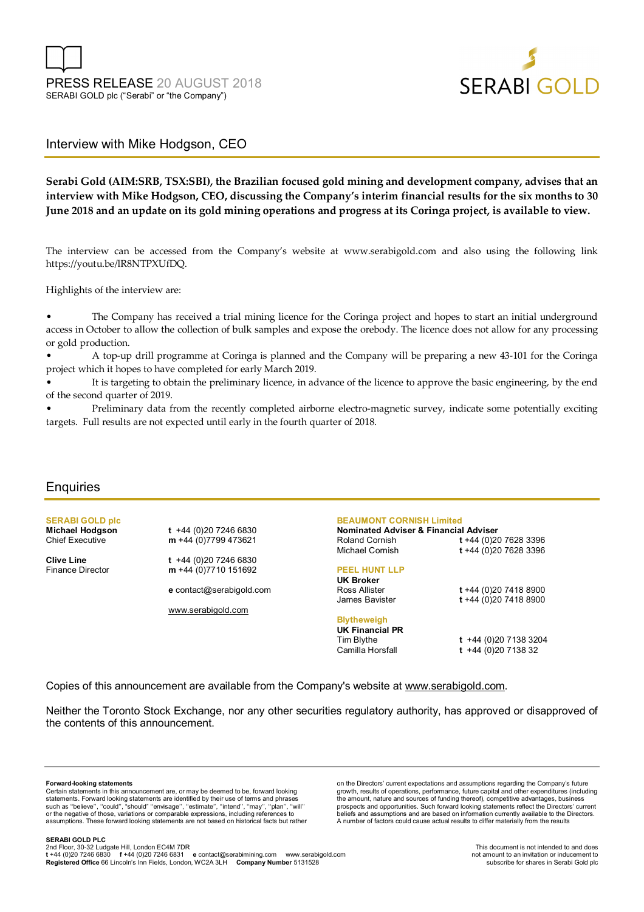PRESS RELEASE 20 AUGUST 2018
SERABI GOLD plc ("Serabi" or "the Company")

SERABI GOLD

## Interview with Mike Hodgson, CEO

**Serabi Gold (AIM:SRB, TSX:SBI), the Brazilian focused gold mining and development company, advises that an interview with Mike Hodgson, CEO, discussing the Company's interim financial results for the six months to 30 June 2018 and an update on its gold mining operations and progress at its Coringa project, is available to view.**

The interview can be accessed from the Company's website at www.serabigold.com and also using the following link https://youtu.be/lR8NTPXUfDQ.

Highlights of the interview are:

- The Company has received a trial mining licence for the Coringa project and hopes to start an initial underground access in October to allow the collection of bulk samples and expose the orebody. The licence does not allow for any processing or gold production.
- A top-up drill programme at Coringa is planned and the Company will be preparing a new 43-101 for the Coringa project which it hopes to have completed for early March 2019.
- It is targeting to obtain the preliminary licence, in advance of the licence to approve the basic engineering, by the end of the second quarter of 2019.
- Preliminary data from the recently completed airborne electro-magnetic survey, indicate some potentially exciting targets. Full results are not expected until early in the fourth quarter of 2018.

## Enquiries

**SERABI GOLD plc**

**Michael Hodgson**
Chief Executive
**t** +44 (0)20 7246 6830
**m** +44 (0)7799 473621

**Clive Line**
Finance Director
**t** +44 (0)20 7246 6830
**m** +44 (0)7710 151692

**e** contact@serabigold.com

www.serabigold.com

**BEAUMONT CORNISH Limited**
**Nominated Adviser & Financial Adviser**
Roland Cornish **t** +44 (0)20 7628 3396
Michael Cornish **t** +44 (0)20 7628 3396

**PEEL HUNT LLP**
**UK Broker**
Ross Allister **t** +44 (0)20 7418 8900
James Bavister **t** +44 (0)20 7418 8900

**Blytheweigh**
**UK Financial PR**
Tim Blythe **t** +44 (0)20 7138 3204
Camilla Horsfall **t** +44 (0)20 7138 32

Copies of this announcement are available from the Company's website at www.serabigold.com.

Neither the Toronto Stock Exchange, nor any other securities regulatory authority, has approved or disapproved of the contents of this announcement.

**Forward-looking statements**
Certain statements in this announcement are, or may be deemed to be, forward looking statements. Forward looking statements are identified by their use of terms and phrases such as ''believe'', ''could'', "should" ''envisage'', ''estimate'', ''intend'', ''may'', ''plan'', ''will'' or the negative of those, variations or comparable expressions, including references to assumptions. These forward looking statements are not based on historical facts but rather on the Directors' current expectations and assumptions regarding the Company's future growth, results of operations, performance, future capital and other expenditures (including the amount, nature and sources of funding thereof), competitive advantages, business prospects and opportunities. Such forward looking statements reflect the Directors' current beliefs and assumptions and are based on information currently available to the Directors. A number of factors could cause actual results to differ materially from the results

**SERABI GOLD PLC**
2nd Floor, 30-32 Ludgate Hill, London EC4M 7DR
**t** +44 (0)20 7246 6830 **f** +44 (0)20 7246 6831 **e** contact@serabimining.com www.serabigold.com
**Registered Office** 66 Lincoln's Inn Fields, London, WC2A 3LH **Company Number** 5131528

This document is not intended to and does not amount to an invitation or inducement to subscribe for shares in Serabi Gold plc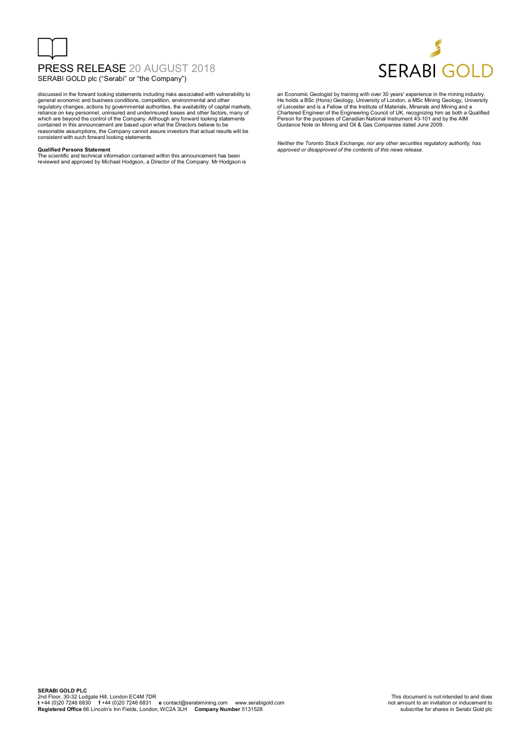discussed in the forward looking statements including risks associated with vulnerability to general economic and business conditions, competition, environmental and other regulatory changes, actions by governmental authorities, the availability of capital markets, reliance on key personnel, uninsured and underinsured losses and other factors, many of which are beyond the control of the Company. Although any forward looking statements contained in this announcement are based upon what the Directors believe to be reasonable assumptions, the Company cannot assure investors that actual results will be consistent with such forward looking statements.

**Qualified Persons Statement**

The scientific and technical information contained within this announcement has been reviewed and approved by Michael Hodgson, a Director of the Company. Mr Hodgson is an Economic Geologist by training with over 30 years' experience in the mining industry. He holds a BSc (Hons) Geology, University of London, a MSc Mining Geology, University of Leicester and is a Fellow of the Institute of Materials, Minerals and Mining and a Chartered Engineer of the Engineering Council of UK, recognizing him as both a Qualified Person for the purposes of Canadian National Instrument 43-101 and by the AIM Guidance Note on Mining and Oil & Gas Companies dated June 2009.

*Neither the Toronto Stock Exchange, nor any other securities regulatory authority, has approved or disapproved of the contents of this news release.*